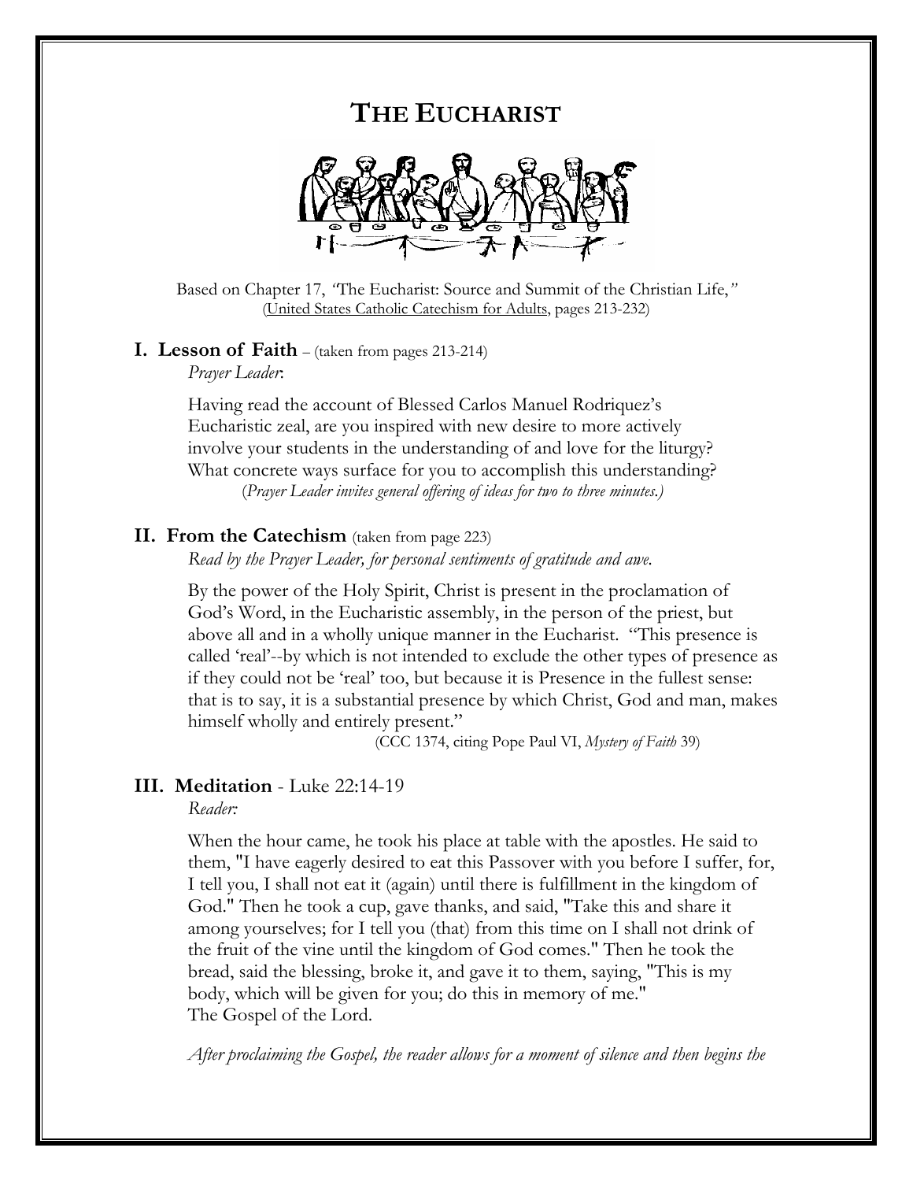# THE EUCHARIST

Based on Chapter 17, *"*The Eucharist: Source and Summit of the Christian Life,*"* (United States Catholic Catechism for Adults, pages 213-232)

## I. Lesson of Faith – (taken from pages 213-214)

*Prayer Leader*:

Having read the account of Blessed Carlos Manuel Rodriquez's Eucharistic zeal, are you inspired with new desire to more actively involve your students in the understanding of and love for the liturgy? What concrete ways surface for you to accomplish this understanding?

(*Prayer Leader invites general offering of ideas for two to three minutes.)*

## II. From the Catechism (taken from page 223)

*Read by the Prayer Leader, for personal sentiments of gratitude and awe.*

By the power of the Holy Spirit, Christ is present in the proclamation of God's Word, in the Eucharistic assembly, in the person of the priest, but above all and in a wholly unique manner in the Eucharist. "This presence is called 'real'--by which is not intended to exclude the other types of presence as if they could not be 'real' too, but because it is Presence in the fullest sense: that is to say, it is a substantial presence by which Christ, God and man, makes himself wholly and entirely present."

(CCC 1374, citing Pope Paul VI, *Mystery of Faith* 39)

## III. Meditation - Luke 22:14-19

*Reader:*

When the hour came, he took his place at table with the apostles. He said to them, "I have eagerly desired to eat this Passover with you before I suffer, for, I tell you, I shall not eat it (again) until there is fulfillment in the kingdom of God." Then he took a cup, gave thanks, and said, "Take this and share it among yourselves; for I tell you (that) from this time on I shall not drink of the fruit of the vine until the kingdom of God comes." Then he took the bread, said the blessing, broke it, and gave it to them, saying, "This is my body, which will be given for you; do this in memory of me."
The Gospel of the Lord.

*After proclaiming the Gospel, the reader allows for a moment of silence and then begins the*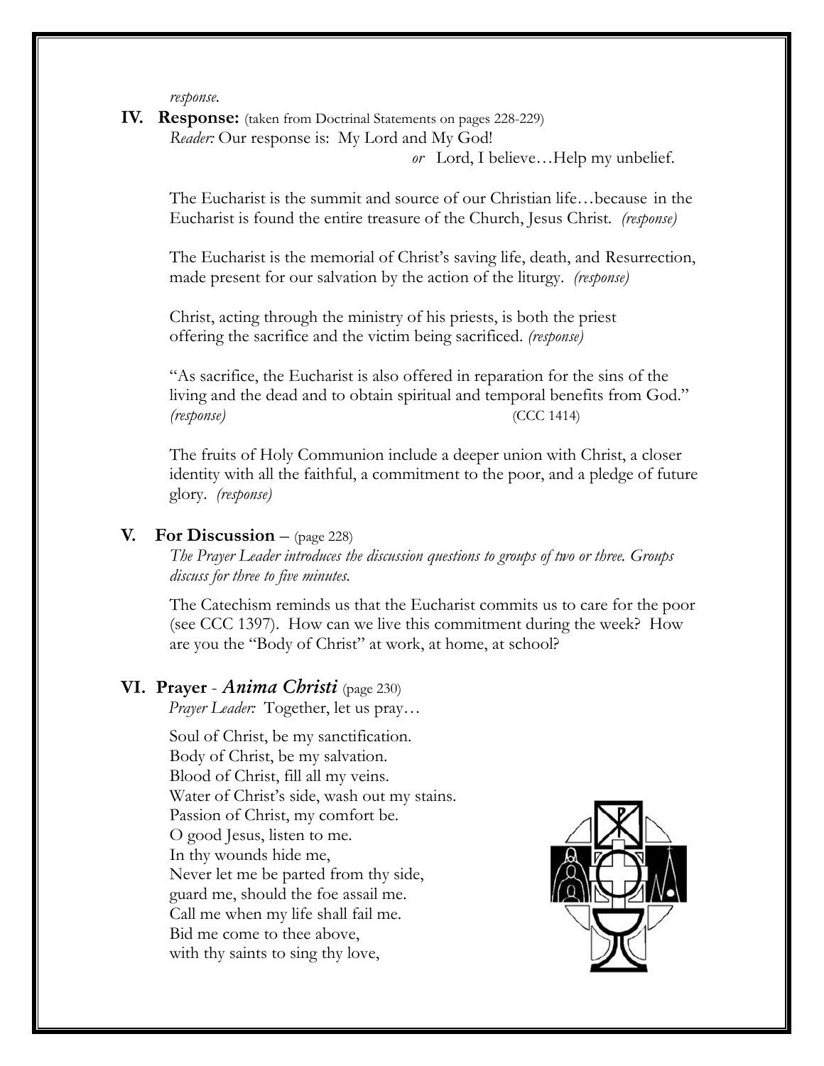*response.*

**IV. Response:** (taken from Doctrinal Statements on pages 228-229)

*Reader:* Our response is: My Lord and My God!

*or* Lord, I believe…Help my unbelief.

The Eucharist is the summit and source of our Christian life…because in the Eucharist is found the entire treasure of the Church, Jesus Christ. *(response)*

The Eucharist is the memorial of Christ's saving life, death, and Resurrection, made present for our salvation by the action of the liturgy. *(response)*

Christ, acting through the ministry of his priests, is both the priest offering the sacrifice and the victim being sacrificed. *(response)*

"As sacrifice, the Eucharist is also offered in reparation for the sins of the living and the dead and to obtain spiritual and temporal benefits from God." *(response)* (CCC 1414)

The fruits of Holy Communion include a deeper union with Christ, a closer identity with all the faithful, a commitment to the poor, and a pledge of future glory. *(response)*

**V. For Discussion** – (page 228)

*The Prayer Leader introduces the discussion questions to groups of two or three. Groups discuss for three to five minutes.*

The Catechism reminds us that the Eucharist commits us to care for the poor (see CCC 1397). How can we live this commitment during the week? How are you the "Body of Christ" at work, at home, at school?

**VI. Prayer** - ***Anima Christi*** (page 230)

*Prayer Leader:* Together, let us pray…

Soul of Christ, be my sanctification.
Body of Christ, be my salvation.
Blood of Christ, fill all my veins.
Water of Christ's side, wash out my stains.
Passion of Christ, my comfort be.
O good Jesus, listen to me.
In thy wounds hide me,
Never let me be parted from thy side,
guard me, should the foe assail me.
Call me when my life shall fail me.
Bid me come to thee above,
with thy saints to sing thy love,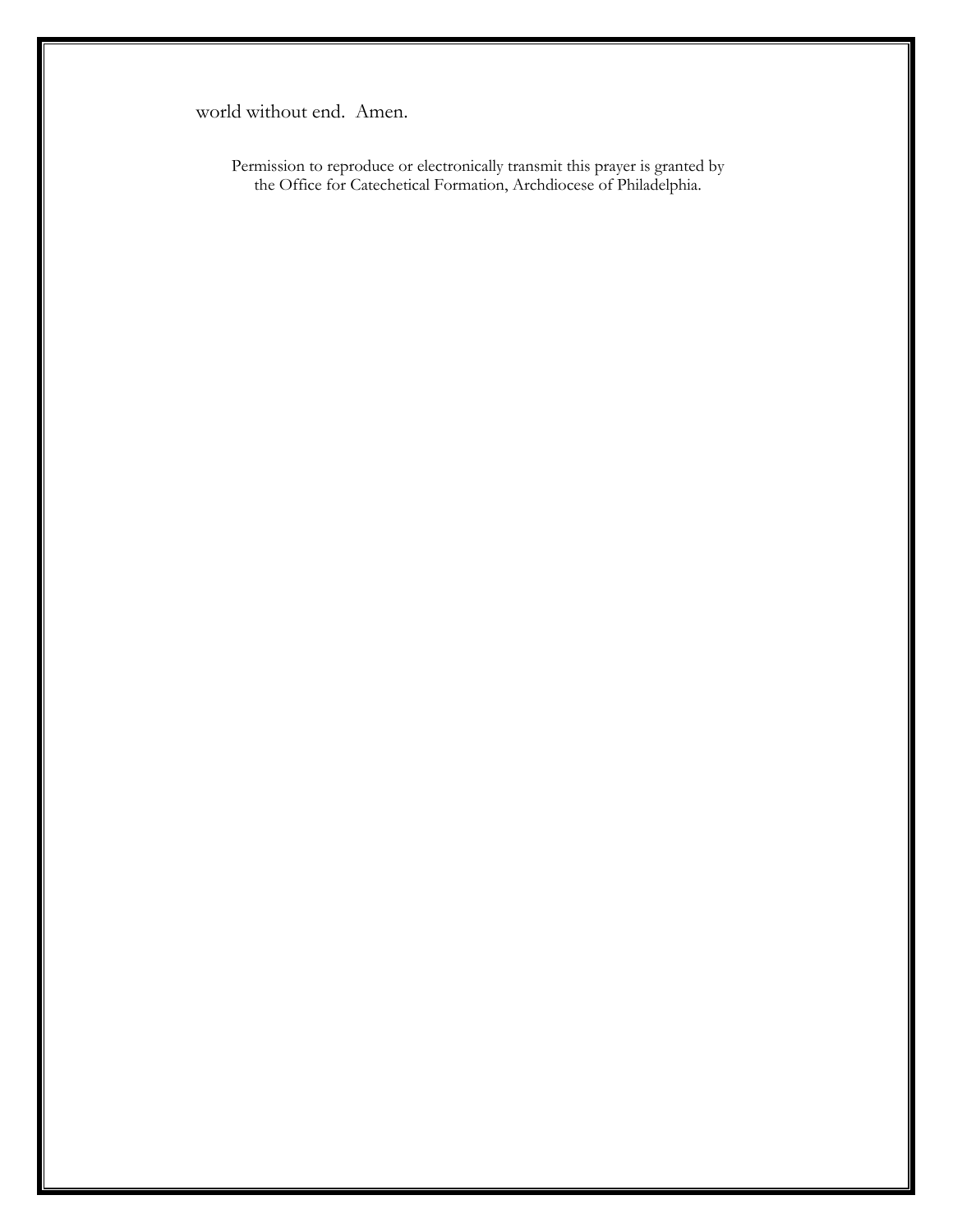world without end. Amen.

Permission to reproduce or electronically transmit this prayer is granted by the Office for Catechetical Formation, Archdiocese of Philadelphia.